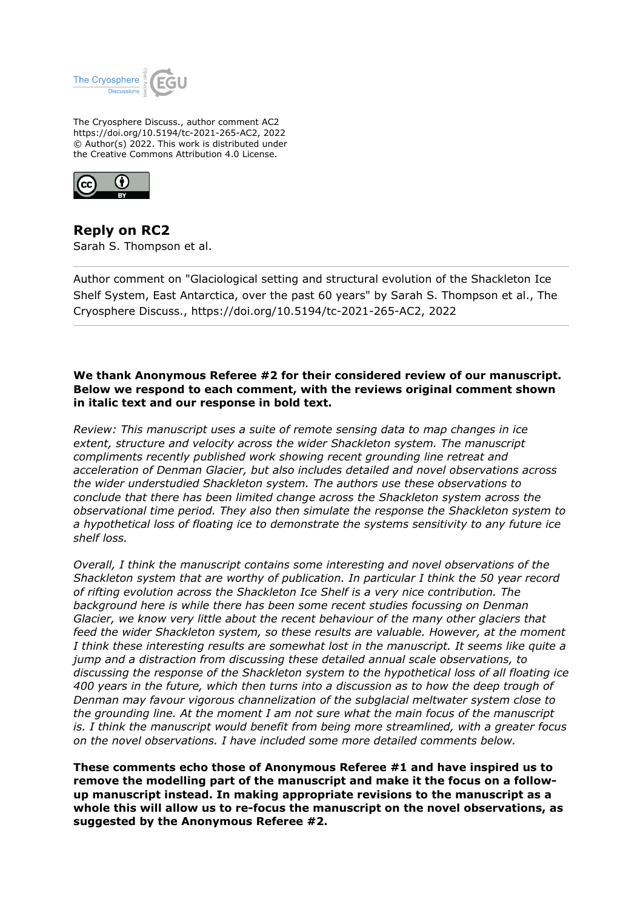The Cryosphere Discuss., author comment AC2
https://doi.org/10.5194/tc-2021-265-AC2, 2022
© Author(s) 2022. This work is distributed under
the Creative Commons Attribution 4.0 License.

## Reply on RC2

Sarah S. Thompson et al.

Author comment on "Glaciological setting and structural evolution of the Shackleton Ice Shelf System, East Antarctica, over the past 60 years" by Sarah S. Thompson et al., The Cryosphere Discuss., https://doi.org/10.5194/tc-2021-265-AC2, 2022

**We thank Anonymous Referee #2 for their considered review of our manuscript. Below we respond to each comment, with the reviews original comment shown in italic text and our response in bold text.**

*Review: This manuscript uses a suite of remote sensing data to map changes in ice extent, structure and velocity across the wider Shackleton system. The manuscript compliments recently published work showing recent grounding line retreat and acceleration of Denman Glacier, but also includes detailed and novel observations across the wider understudied Shackleton system. The authors use these observations to conclude that there has been limited change across the Shackleton system across the observational time period. They also then simulate the response the Shackleton system to a hypothetical loss of floating ice to demonstrate the systems sensitivity to any future ice shelf loss.*

*Overall, I think the manuscript contains some interesting and novel observations of the Shackleton system that are worthy of publication. In particular I think the 50 year record of rifting evolution across the Shackleton Ice Shelf is a very nice contribution. The background here is while there has been some recent studies focussing on Denman Glacier, we know very little about the recent behaviour of the many other glaciers that feed the wider Shackleton system, so these results are valuable. However, at the moment I think these interesting results are somewhat lost in the manuscript. It seems like quite a jump and a distraction from discussing these detailed annual scale observations, to discussing the response of the Shackleton system to the hypothetical loss of all floating ice 400 years in the future, which then turns into a discussion as to how the deep trough of Denman may favour vigorous channelization of the subglacial meltwater system close to the grounding line. At the moment I am not sure what the main focus of the manuscript is. I think the manuscript would benefit from being more streamlined, with a greater focus on the novel observations. I have included some more detailed comments below.*

**These comments echo those of Anonymous Referee #1 and have inspired us to remove the modelling part of the manuscript and make it the focus on a follow-up manuscript instead. In making appropriate revisions to the manuscript as a whole this will allow us to re-focus the manuscript on the novel observations, as suggested by the Anonymous Referee #2.**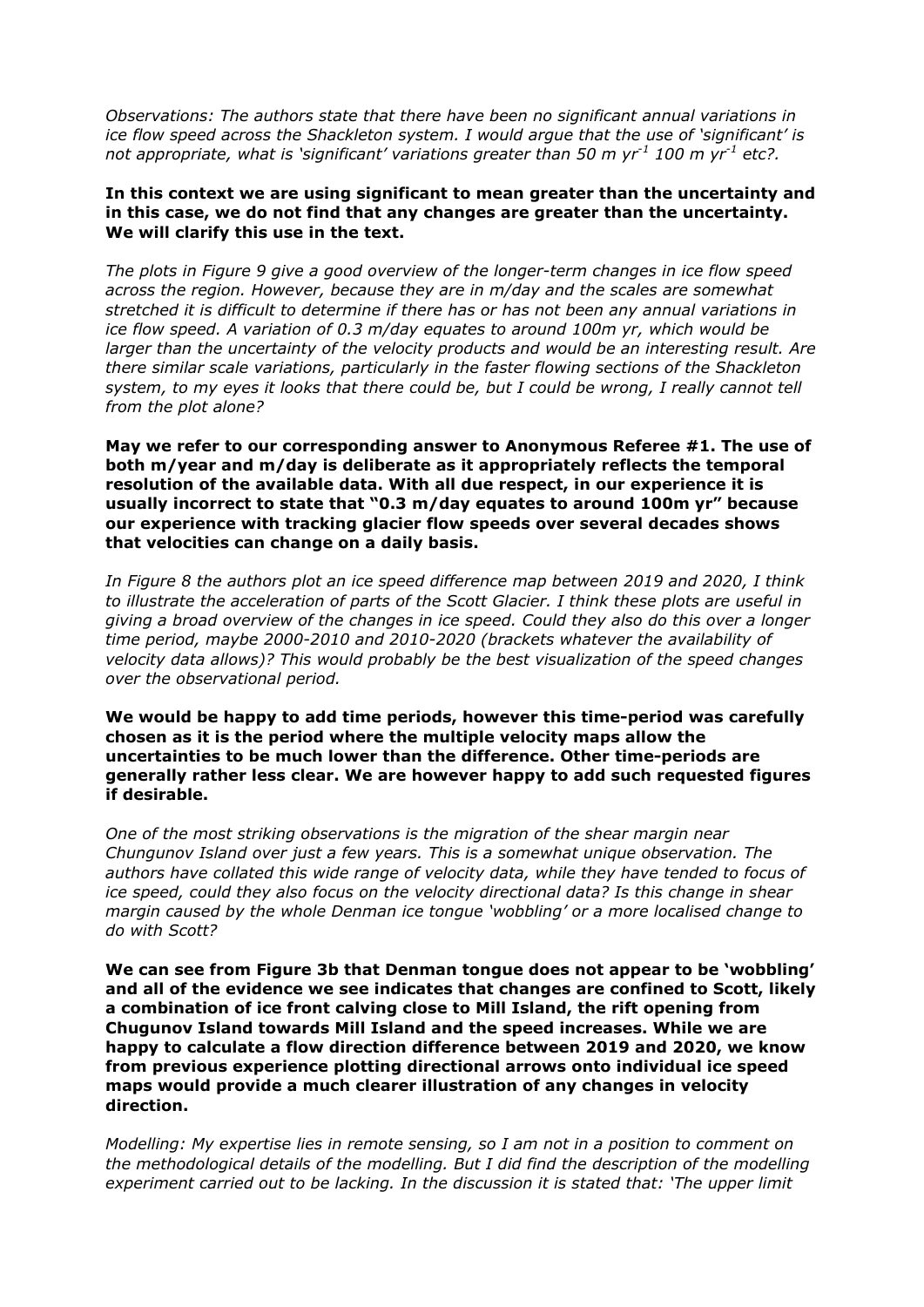*Observations: The authors state that there have been no significant annual variations in ice flow speed across the Shackleton system. I would argue that the use of 'significant' is not appropriate, what is 'significant' variations greater than 50 m $yr^{-1}$ 100 m $yr^{-1}$ etc?.*

**In this context we are using significant to mean greater than the uncertainty and in this case, we do not find that any changes are greater than the uncertainty. We will clarify this use in the text.**

*The plots in Figure 9 give a good overview of the longer-term changes in ice flow speed across the region. However, because they are in m/day and the scales are somewhat stretched it is difficult to determine if there has or has not been any annual variations in ice flow speed. A variation of 0.3 m/day equates to around 100m yr, which would be larger than the uncertainty of the velocity products and would be an interesting result. Are there similar scale variations, particularly in the faster flowing sections of the Shackleton system, to my eyes it looks that there could be, but I could be wrong, I really cannot tell from the plot alone?*

**May we refer to our corresponding answer to Anonymous Referee #1. The use of both m/year and m/day is deliberate as it appropriately reflects the temporal resolution of the available data. With all due respect, in our experience it is usually incorrect to state that "0.3 m/day equates to around 100m yr" because our experience with tracking glacier flow speeds over several decades shows that velocities can change on a daily basis.**

*In Figure 8 the authors plot an ice speed difference map between 2019 and 2020, I think to illustrate the acceleration of parts of the Scott Glacier. I think these plots are useful in giving a broad overview of the changes in ice speed. Could they also do this over a longer time period, maybe 2000-2010 and 2010-2020 (brackets whatever the availability of velocity data allows)? This would probably be the best visualization of the speed changes over the observational period.*

**We would be happy to add time periods, however this time-period was carefully chosen as it is the period where the multiple velocity maps allow the uncertainties to be much lower than the difference. Other time-periods are generally rather less clear. We are however happy to add such requested figures if desirable.**

*One of the most striking observations is the migration of the shear margin near Chungunov Island over just a few years. This is a somewhat unique observation. The authors have collated this wide range of velocity data, while they have tended to focus of ice speed, could they also focus on the velocity directional data? Is this change in shear margin caused by the whole Denman ice tongue 'wobbling' or a more localised change to do with Scott?*

**We can see from Figure 3b that Denman tongue does not appear to be 'wobbling' and all of the evidence we see indicates that changes are confined to Scott, likely a combination of ice front calving close to Mill Island, the rift opening from Chugunov Island towards Mill Island and the speed increases. While we are happy to calculate a flow direction difference between 2019 and 2020, we know from previous experience plotting directional arrows onto individual ice speed maps would provide a much clearer illustration of any changes in velocity direction.**

*Modelling: My expertise lies in remote sensing, so I am not in a position to comment on the methodological details of the modelling. But I did find the description of the modelling experiment carried out to be lacking. In the discussion it is stated that: 'The upper limit*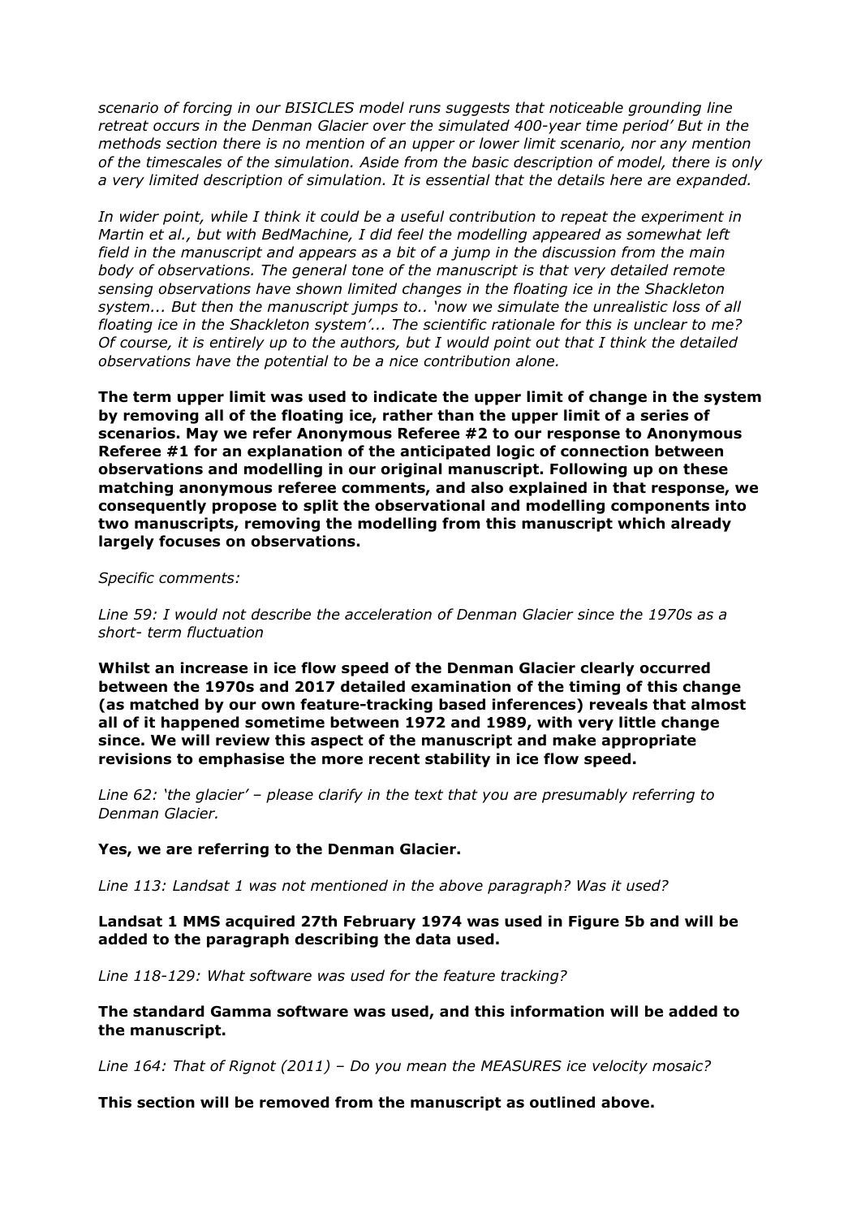*scenario of forcing in our BISICLES model runs suggests that noticeable grounding line retreat occurs in the Denman Glacier over the simulated 400-year time period' But in the methods section there is no mention of an upper or lower limit scenario, nor any mention of the timescales of the simulation. Aside from the basic description of model, there is only a very limited description of simulation. It is essential that the details here are expanded.*

*In wider point, while I think it could be a useful contribution to repeat the experiment in Martin et al., but with BedMachine, I did feel the modelling appeared as somewhat left field in the manuscript and appears as a bit of a jump in the discussion from the main body of observations. The general tone of the manuscript is that very detailed remote sensing observations have shown limited changes in the floating ice in the Shackleton system... But then the manuscript jumps to.. 'now we simulate the unrealistic loss of all floating ice in the Shackleton system'... The scientific rationale for this is unclear to me? Of course, it is entirely up to the authors, but I would point out that I think the detailed observations have the potential to be a nice contribution alone.*

**The term upper limit was used to indicate the upper limit of change in the system by removing all of the floating ice, rather than the upper limit of a series of scenarios. May we refer Anonymous Referee #2 to our response to Anonymous Referee #1 for an explanation of the anticipated logic of connection between observations and modelling in our original manuscript. Following up on these matching anonymous referee comments, and also explained in that response, we consequently propose to split the observational and modelling components into two manuscripts, removing the modelling from this manuscript which already largely focuses on observations.**

*Specific comments:*

*Line 59: I would not describe the acceleration of Denman Glacier since the 1970s as a short- term fluctuation*

**Whilst an increase in ice flow speed of the Denman Glacier clearly occurred between the 1970s and 2017 detailed examination of the timing of this change (as matched by our own feature-tracking based inferences) reveals that almost all of it happened sometime between 1972 and 1989, with very little change since. We will review this aspect of the manuscript and make appropriate revisions to emphasise the more recent stability in ice flow speed.**

*Line 62: 'the glacier' – please clarify in the text that you are presumably referring to Denman Glacier.*

**Yes, we are referring to the Denman Glacier.**

*Line 113: Landsat 1 was not mentioned in the above paragraph? Was it used?*

**Landsat 1 MMS acquired 27th February 1974 was used in Figure 5b and will be added to the paragraph describing the data used.**

*Line 118-129: What software was used for the feature tracking?*

**The standard Gamma software was used, and this information will be added to the manuscript.**

*Line 164: That of Rignot (2011) – Do you mean the MEASURES ice velocity mosaic?*

**This section will be removed from the manuscript as outlined above.**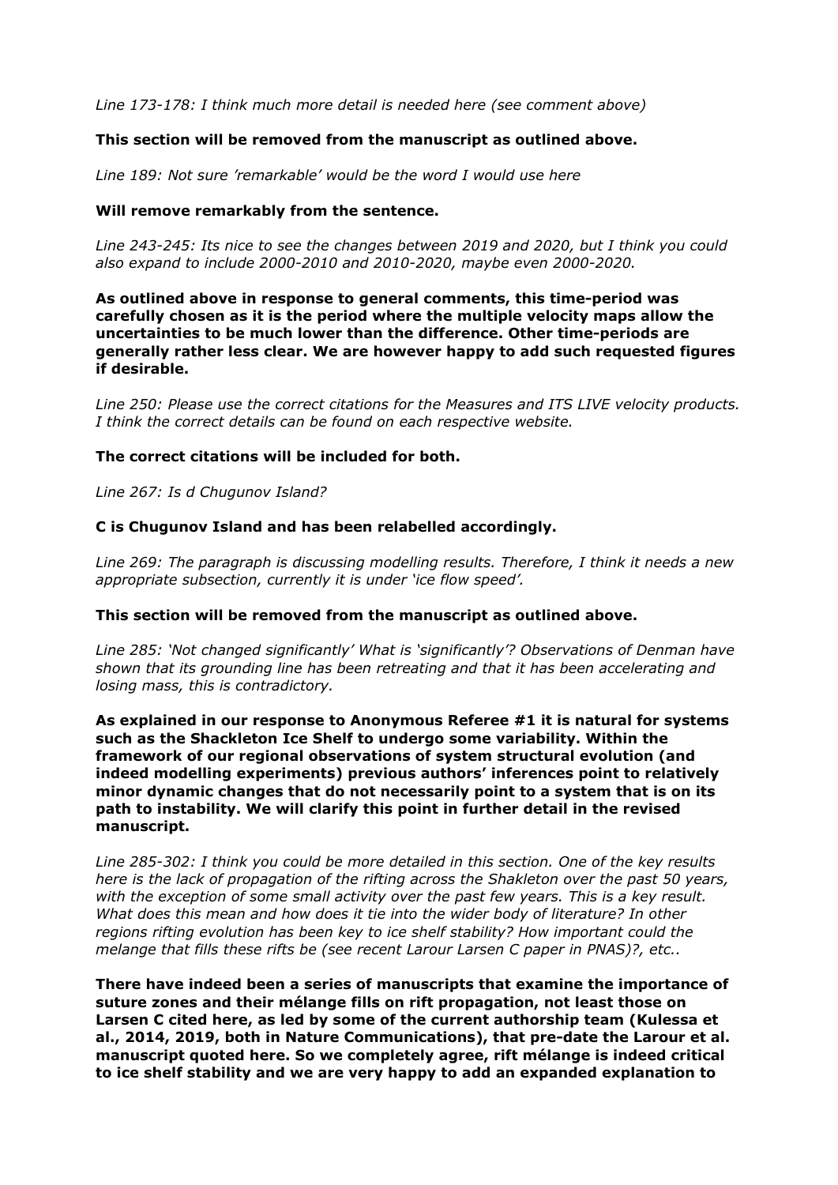*Line 173-178: I think much more detail is needed here (see comment above)*

**This section will be removed from the manuscript as outlined above.**

*Line 189: Not sure 'remarkable' would be the word I would use here*

**Will remove remarkably from the sentence.**

*Line 243-245: Its nice to see the changes between 2019 and 2020, but I think you could also expand to include 2000-2010 and 2010-2020, maybe even 2000-2020.*

**As outlined above in response to general comments, this time-period was carefully chosen as it is the period where the multiple velocity maps allow the uncertainties to be much lower than the difference. Other time-periods are generally rather less clear. We are however happy to add such requested figures if desirable.**

*Line 250: Please use the correct citations for the Measures and ITS LIVE velocity products. I think the correct details can be found on each respective website.*

**The correct citations will be included for both.**

*Line 267: Is d Chugunov Island?*

**C is Chugunov Island and has been relabelled accordingly.**

*Line 269: The paragraph is discussing modelling results. Therefore, I think it needs a new appropriate subsection, currently it is under 'ice flow speed'.*

**This section will be removed from the manuscript as outlined above.**

*Line 285: 'Not changed significantly' What is 'significantly'? Observations of Denman have shown that its grounding line has been retreating and that it has been accelerating and losing mass, this is contradictory.*

**As explained in our response to Anonymous Referee #1 it is natural for systems such as the Shackleton Ice Shelf to undergo some variability. Within the framework of our regional observations of system structural evolution (and indeed modelling experiments) previous authors' inferences point to relatively minor dynamic changes that do not necessarily point to a system that is on its path to instability. We will clarify this point in further detail in the revised manuscript.**

*Line 285-302: I think you could be more detailed in this section. One of the key results here is the lack of propagation of the rifting across the Shakleton over the past 50 years, with the exception of some small activity over the past few years. This is a key result. What does this mean and how does it tie into the wider body of literature? In other regions rifting evolution has been key to ice shelf stability? How important could the melange that fills these rifts be (see recent Larour Larsen C paper in PNAS)?, etc..*

**There have indeed been a series of manuscripts that examine the importance of suture zones and their mélange fills on rift propagation, not least those on Larsen C cited here, as led by some of the current authorship team (Kulessa et al., 2014, 2019, both in Nature Communications), that pre-date the Larour et al. manuscript quoted here. So we completely agree, rift mélange is indeed critical to ice shelf stability and we are very happy to add an expanded explanation to**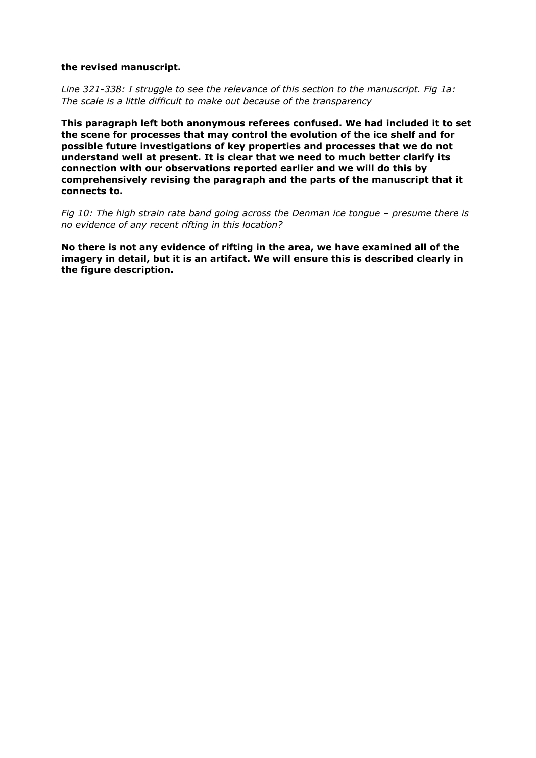**the revised manuscript.**

*Line 321-338: I struggle to see the relevance of this section to the manuscript. Fig 1a: The scale is a little difficult to make out because of the transparency*

**This paragraph left both anonymous referees confused. We had included it to set the scene for processes that may control the evolution of the ice shelf and for possible future investigations of key properties and processes that we do not understand well at present. It is clear that we need to much better clarify its connection with our observations reported earlier and we will do this by comprehensively revising the paragraph and the parts of the manuscript that it connects to.**

*Fig 10: The high strain rate band going across the Denman ice tongue – presume there is no evidence of any recent rifting in this location?*

**No there is not any evidence of rifting in the area, we have examined all of the imagery in detail, but it is an artifact. We will ensure this is described clearly in the figure description.**